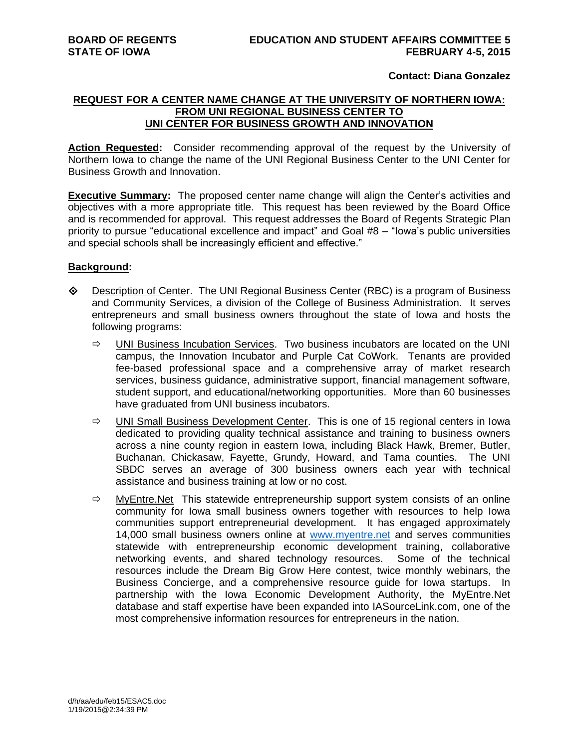**BOARD OF REGENTS**
**STATE OF IOWA**

**EDUCATION AND STUDENT AFFAIRS COMMITTEE 5**
**FEBRUARY 4-5, 2015**

**Contact: Diana Gonzalez**

## REQUEST FOR A CENTER NAME CHANGE AT THE UNIVERSITY OF NORTHERN IOWA: FROM UNI REGIONAL BUSINESS CENTER TO UNI CENTER FOR BUSINESS GROWTH AND INNOVATION

**Action Requested:** Consider recommending approval of the request by the University of Northern Iowa to change the name of the UNI Regional Business Center to the UNI Center for Business Growth and Innovation.

**Executive Summary:** The proposed center name change will align the Center's activities and objectives with a more appropriate title. This request has been reviewed by the Board Office and is recommended for approval. This request addresses the Board of Regents Strategic Plan priority to pursue "educational excellence and impact" and Goal #8 – "Iowa's public universities and special schools shall be increasingly efficient and effective."

**Background:**

- Description of Center. The UNI Regional Business Center (RBC) is a program of Business and Community Services, a division of the College of Business Administration. It serves entrepreneurs and small business owners throughout the state of Iowa and hosts the following programs:
  - UNI Business Incubation Services. Two business incubators are located on the UNI campus, the Innovation Incubator and Purple Cat CoWork. Tenants are provided fee-based professional space and a comprehensive array of market research services, business guidance, administrative support, financial management software, student support, and educational/networking opportunities. More than 60 businesses have graduated from UNI business incubators.
  - UNI Small Business Development Center. This is one of 15 regional centers in Iowa dedicated to providing quality technical assistance and training to business owners across a nine county region in eastern Iowa, including Black Hawk, Bremer, Butler, Buchanan, Chickasaw, Fayette, Grundy, Howard, and Tama counties. The UNI SBDC serves an average of 300 business owners each year with technical assistance and business training at low or no cost.
  - MyEntre.Net This statewide entrepreneurship support system consists of an online community for Iowa small business owners together with resources to help Iowa communities support entrepreneurial development. It has engaged approximately 14,000 small business owners online at www.myentre.net and serves communities statewide with entrepreneurship economic development training, collaborative networking events, and shared technology resources. Some of the technical resources include the Dream Big Grow Here contest, twice monthly webinars, the Business Concierge, and a comprehensive resource guide for Iowa startups. In partnership with the Iowa Economic Development Authority, the MyEntre.Net database and staff expertise have been expanded into IASourceLink.com, one of the most comprehensive information resources for entrepreneurs in the nation.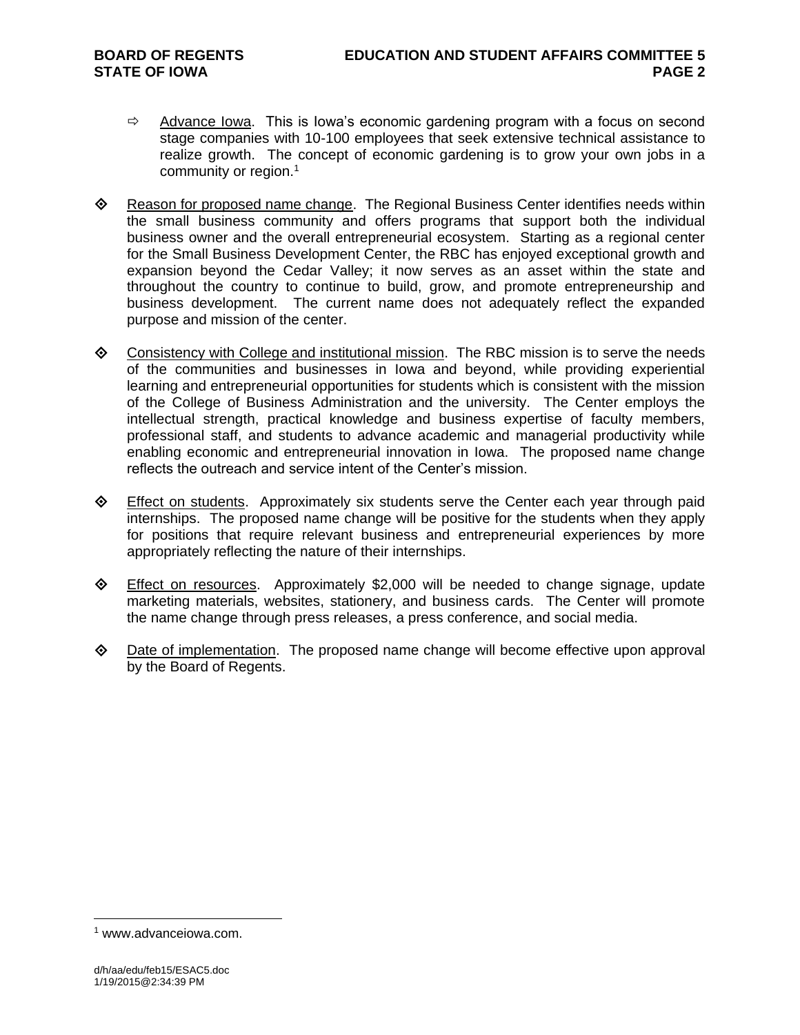- ⇨ Advance Iowa. This is Iowa's economic gardening program with a focus on second stage companies with 10-100 employees that seek extensive technical assistance to realize growth. The concept of economic gardening is to grow your own jobs in a community or region.[1]

- ◇ Reason for proposed name change. The Regional Business Center identifies needs within the small business community and offers programs that support both the individual business owner and the overall entrepreneurial ecosystem. Starting as a regional center for the Small Business Development Center, the RBC has enjoyed exceptional growth and expansion beyond the Cedar Valley; it now serves as an asset within the state and throughout the country to continue to build, grow, and promote entrepreneurship and business development. The current name does not adequately reflect the expanded purpose and mission of the center.

- ◇ Consistency with College and institutional mission. The RBC mission is to serve the needs of the communities and businesses in Iowa and beyond, while providing experiential learning and entrepreneurial opportunities for students which is consistent with the mission of the College of Business Administration and the university. The Center employs the intellectual strength, practical knowledge and business expertise of faculty members, professional staff, and students to advance academic and managerial productivity while enabling economic and entrepreneurial innovation in Iowa. The proposed name change reflects the outreach and service intent of the Center's mission.

- ◇ Effect on students. Approximately six students serve the Center each year through paid internships. The proposed name change will be positive for the students when they apply for positions that require relevant business and entrepreneurial experiences by more appropriately reflecting the nature of their internships.

- ◇ Effect on resources. Approximately $2,000 will be needed to change signage, update marketing materials, websites, stationery, and business cards. The Center will promote the name change through press releases, a press conference, and social media.

- ◇ Date of implementation. The proposed name change will become effective upon approval by the Board of Regents.

---

[1] www.advanceiowa.com.

d/h/aa/edu/feb15/ESAC5.doc
1/19/2015@2:34:39 PM